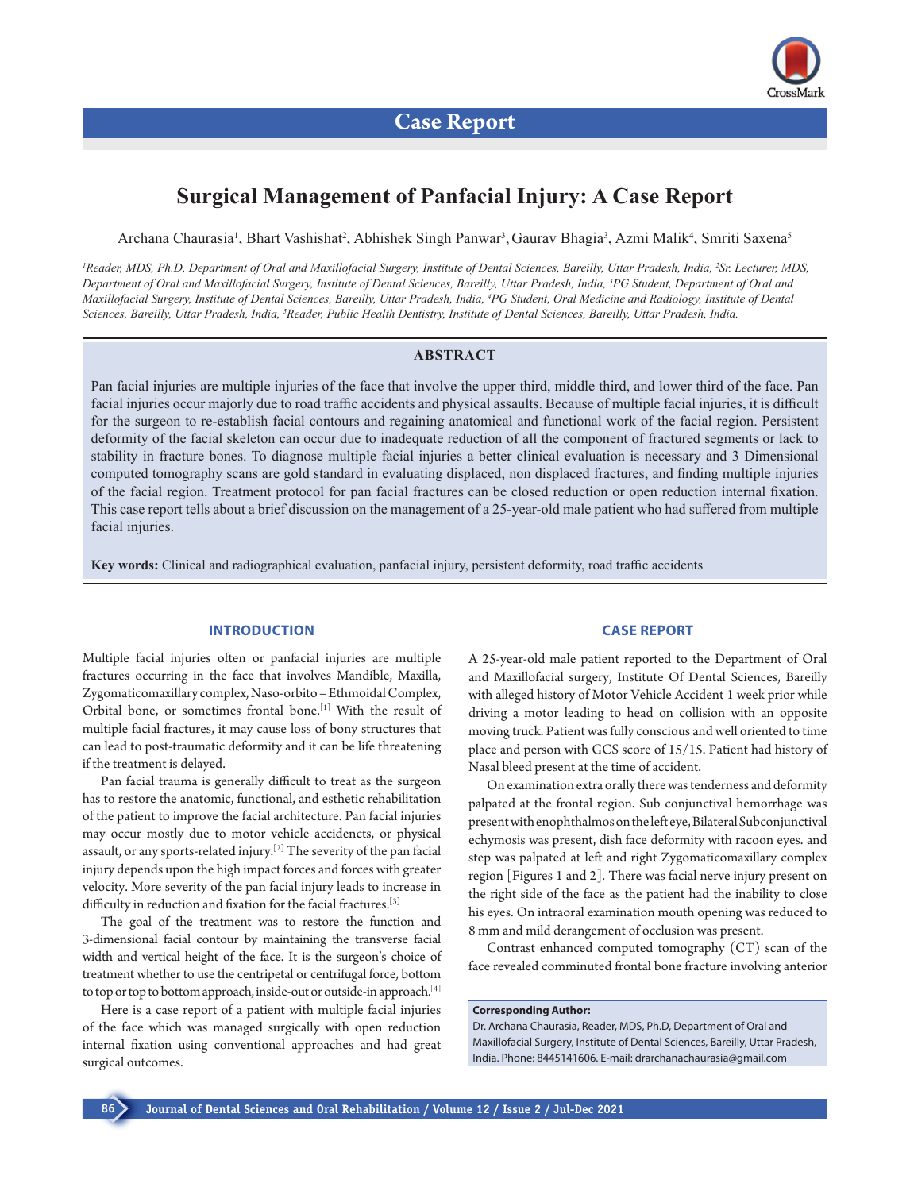Case Report

# Surgical Management of Panfacial Injury: A Case Report

Archana Chaurasia[1], Bhart Vashishat[2], Abhishek Singh Panwar[3], Gaurav Bhagia[3], Azmi Malik[4], Smriti Saxena[5]

*[1]Reader, MDS, Ph.D, Department of Oral and Maxillofacial Surgery, Institute of Dental Sciences, Bareilly, Uttar Pradesh, India, [2]Sr. Lecturer, MDS, Department of Oral and Maxillofacial Surgery, Institute of Dental Sciences, Bareilly, Uttar Pradesh, India, [3]PG Student, Department of Oral and Maxillofacial Surgery, Institute of Dental Sciences, Bareilly, Uttar Pradesh, India, [4]PG Student, Oral Medicine and Radiology, Institute of Dental Sciences, Bareilly, Uttar Pradesh, India, [5]Reader, Public Health Dentistry, Institute of Dental Sciences, Bareilly, Uttar Pradesh, India.*

## ABSTRACT

Pan facial injuries are multiple injuries of the face that involve the upper third, middle third, and lower third of the face. Pan facial injuries occur majorly due to road traffic accidents and physical assaults. Because of multiple facial injuries, it is difficult for the surgeon to re-establish facial contours and regaining anatomical and functional work of the facial region. Persistent deformity of the facial skeleton can occur due to inadequate reduction of all the component of fractured segments or lack to stability in fracture bones. To diagnose multiple facial injuries a better clinical evaluation is necessary and 3 Dimensional computed tomography scans are gold standard in evaluating displaced, non displaced fractures, and finding multiple injuries of the facial region. Treatment protocol for pan facial fractures can be closed reduction or open reduction internal fixation. This case report tells about a brief discussion on the management of a 25-year-old male patient who had suffered from multiple facial injuries.

**Key words:** Clinical and radiographical evaluation, panfacial injury, persistent deformity, road traffic accidents

## INTRODUCTION

Multiple facial injuries often or panfacial injuries are multiple fractures occurring in the face that involves Mandible, Maxilla, Zygomaticomaxillary complex, Naso-orbito – Ethmoidal Complex, Orbital bone, or sometimes frontal bone.[1] With the result of multiple facial fractures, it may cause loss of bony structures that can lead to post-traumatic deformity and it can be life threatening if the treatment is delayed.

Pan facial trauma is generally difficult to treat as the surgeon has to restore the anatomic, functional, and esthetic rehabilitation of the patient to improve the facial architecture. Pan facial injuries may occur mostly due to motor vehicle accidencts, or physical assault, or any sports-related injury.[2] The severity of the pan facial injury depends upon the high impact forces and forces with greater velocity. More severity of the pan facial injury leads to increase in difficulty in reduction and fixation for the facial fractures.[3]

The goal of the treatment was to restore the function and 3-dimensional facial contour by maintaining the transverse facial width and vertical height of the face. It is the surgeon's choice of treatment whether to use the centripetal or centrifugal force, bottom to top or top to bottom approach, inside-out or outside-in approach.[4]

Here is a case report of a patient with multiple facial injuries of the face which was managed surgically with open reduction internal fixation using conventional approaches and had great surgical outcomes.

## CASE REPORT

A 25-year-old male patient reported to the Department of Oral and Maxillofacial surgery, Institute Of Dental Sciences, Bareilly with alleged history of Motor Vehicle Accident 1 week prior while driving a motor leading to head on collision with an opposite moving truck. Patient was fully conscious and well oriented to time place and person with GCS score of 15/15. Patient had history of Nasal bleed present at the time of accident.

On examination extra orally there was tenderness and deformity palpated at the frontal region. Sub conjunctival hemorrhage was present with enophthalmos on the left eye, Bilateral Subconjunctival echymosis was present, dish face deformity with racoon eyes. and step was palpated at left and right Zygomaticomaxillary complex region [Figures 1 and 2]. There was facial nerve injury present on the right side of the face as the patient had the inability to close his eyes. On intraoral examination mouth opening was reduced to 8 mm and mild derangement of occlusion was present.

Contrast enhanced computed tomography (CT) scan of the face revealed comminuted frontal bone fracture involving anterior

**Corresponding Author:**
Dr. Archana Chaurasia, Reader, MDS, Ph.D, Department of Oral and Maxillofacial Surgery, Institute of Dental Sciences, Bareilly, Uttar Pradesh, India. Phone: 8445141606. E-mail: drarchanachaurasia@gmail.com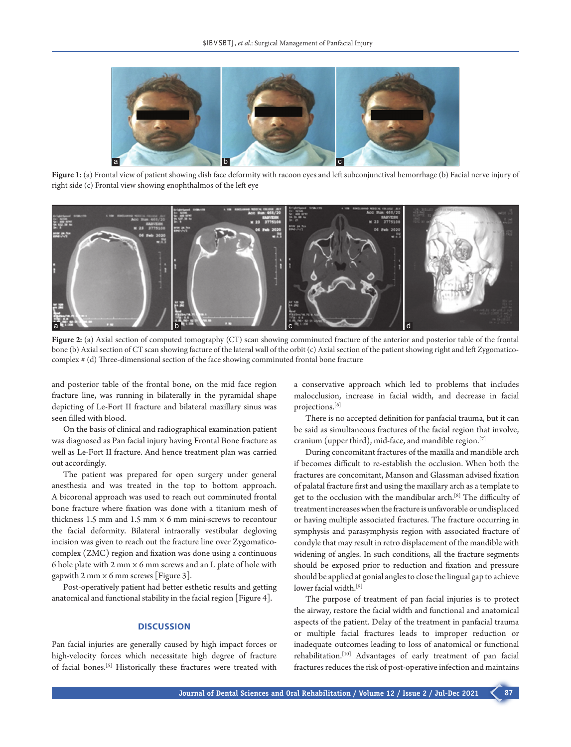**Figure 1:** (a) Frontal view of patient showing dish face deformity with racoon eyes and left subconjunctival hemorrhage (b) Facial nerve injury of right side (c) Frontal view showing enophthalmos of the left eye

**Figure 2:** (a) Axial section of computed tomography (CT) scan showing comminuted fracture of the anterior and posterior table of the frontal bone (b) Axial section of CT scan showing facture of the lateral wall of the orbit (c) Axial section of the patient showing right and left Zygomatico-complex # (d) Three-dimensional section of the face showing comminuted frontal bone fracture

and posterior table of the frontal bone, on the mid face region fracture line, was running in bilaterally in the pyramidal shape depicting of Le-Fort II fracture and bilateral maxillary sinus was seen filled with blood.

On the basis of clinical and radiographical examination patient was diagnosed as Pan facial injury having Frontal Bone fracture as well as Le-Fort II fracture. And hence treatment plan was carried out accordingly.

The patient was prepared for open surgery under general anesthesia and was treated in the top to bottom approach. A bicoronal approach was used to reach out comminuted frontal bone fracture where fixation was done with a titanium mesh of thickness 1.5 mm and 1.5 mm × 6 mm mini-screws to recontour the facial deformity. Bilateral intraorally vestibular degloving incision was given to reach out the fracture line over Zygomatico-complex (ZMC) region and fixation was done using a continuous 6 hole plate with 2 mm × 6 mm screws and an L plate of hole with gapwith 2 mm × 6 mm screws [Figure 3].

Post-operatively patient had better esthetic results and getting anatomical and functional stability in the facial region [Figure 4].

## DISCUSSION

Pan facial injuries are generally caused by high impact forces or high-velocity forces which necessitate high degree of fracture of facial bones.[5] Historically these fractures were treated with a conservative approach which led to problems that includes malocclusion, increase in facial width, and decrease in facial projections.[6]

There is no accepted definition for panfacial trauma, but it can be said as simultaneous fractures of the facial region that involve, cranium (upper third), mid-face, and mandible region.[7]

During concomitant fractures of the maxilla and mandible arch if becomes difficult to re-establish the occlusion. When both the fractures are concomitant, Manson and Glassman advised fixation of palatal fracture first and using the maxillary arch as a template to get to the occlusion with the mandibular arch.[8] The difficulty of treatment increases when the fracture is unfavorable or undisplaced or having multiple associated fractures. The fracture occurring in symphysis and parasymphysis region with associated fracture of condyle that may result in retro displacement of the mandible with widening of angles. In such conditions, all the fracture segments should be exposed prior to reduction and fixation and pressure should be applied at gonial angles to close the lingual gap to achieve lower facial width.[9]

The purpose of treatment of pan facial injuries is to protect the airway, restore the facial width and functional and anatomical aspects of the patient. Delay of the treatment in panfacial trauma or multiple facial fractures leads to improper reduction or inadequate outcomes leading to loss of anatomical or functional rehabilitation.[10] Advantages of early treatment of pan facial fractures reduces the risk of post-operative infection and maintains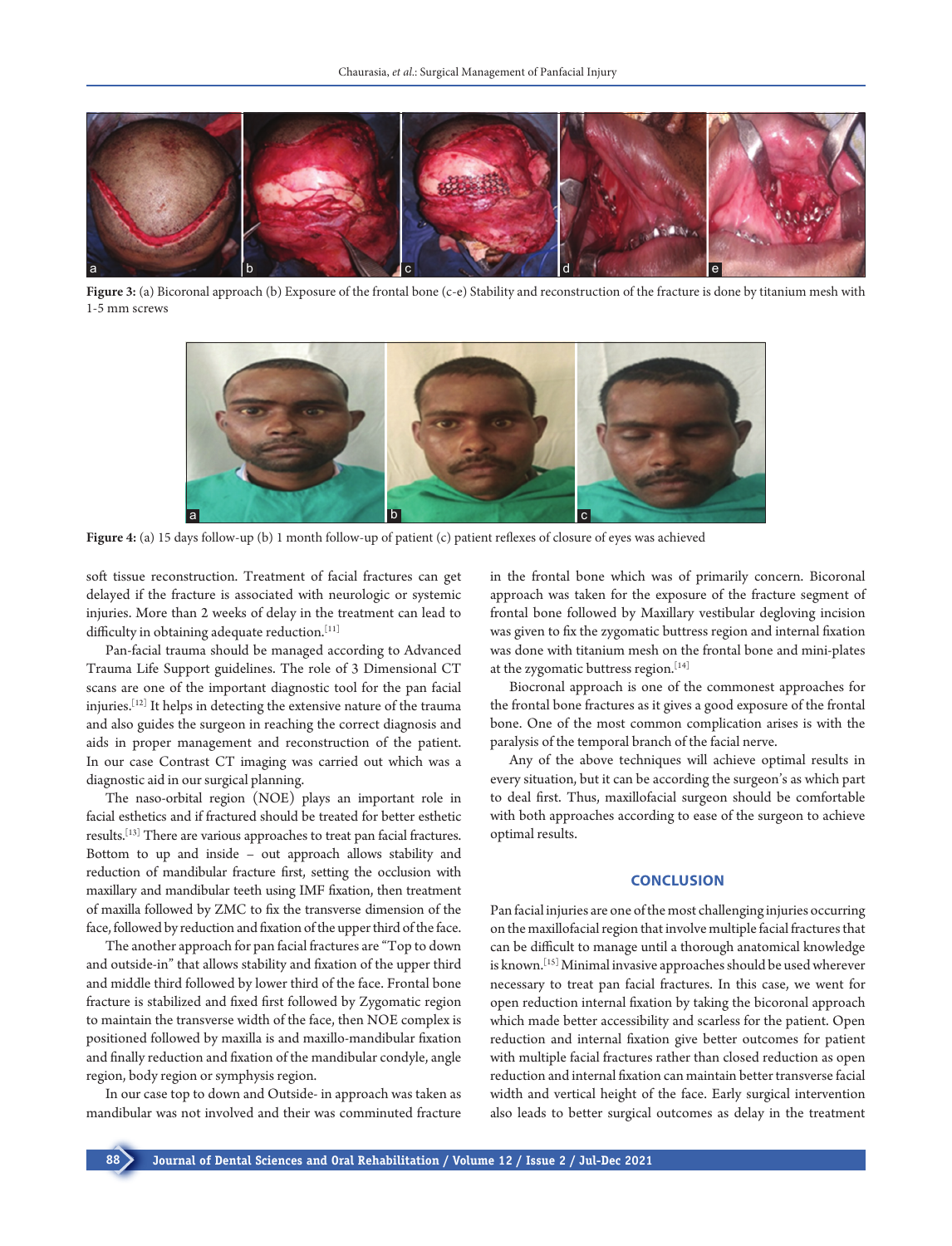**Figure 3:** (a) Bicoronal approach (b) Exposure of the frontal bone (c-e) Stability and reconstruction of the fracture is done by titanium mesh with 1-5 mm screws

**Figure 4:** (a) 15 days follow-up (b) 1 month follow-up of patient (c) patient reflexes of closure of eyes was achieved

soft tissue reconstruction. Treatment of facial fractures can get delayed if the fracture is associated with neurologic or systemic injuries. More than 2 weeks of delay in the treatment can lead to difficulty in obtaining adequate reduction.[11]

Pan-facial trauma should be managed according to Advanced Trauma Life Support guidelines. The role of 3 Dimensional CT scans are one of the important diagnostic tool for the pan facial injuries.[12] It helps in detecting the extensive nature of the trauma and also guides the surgeon in reaching the correct diagnosis and aids in proper management and reconstruction of the patient. In our case Contrast CT imaging was carried out which was a diagnostic aid in our surgical planning.

The naso-orbital region (NOE) plays an important role in facial esthetics and if fractured should be treated for better esthetic results.[13] There are various approaches to treat pan facial fractures. Bottom to up and inside – out approach allows stability and reduction of mandibular fracture first, setting the occlusion with maxillary and mandibular teeth using IMF fixation, then treatment of maxilla followed by ZMC to fix the transverse dimension of the face, followed by reduction and fixation of the upper third of the face.

The another approach for pan facial fractures are "Top to down and outside-in" that allows stability and fixation of the upper third and middle third followed by lower third of the face. Frontal bone fracture is stabilized and fixed first followed by Zygomatic region to maintain the transverse width of the face, then NOE complex is positioned followed by maxilla is and maxillo-mandibular fixation and finally reduction and fixation of the mandibular condyle, angle region, body region or symphysis region.

In our case top to down and Outside- in approach was taken as mandibular was not involved and their was comminuted fracture in the frontal bone which was of primarily concern. Bicoronal approach was taken for the exposure of the fracture segment of frontal bone followed by Maxillary vestibular degloving incision was given to fix the zygomatic buttress region and internal fixation was done with titanium mesh on the frontal bone and mini-plates at the zygomatic buttress region.[14]

Biocronal approach is one of the commonest approaches for the frontal bone fractures as it gives a good exposure of the frontal bone. One of the most common complication arises is with the paralysis of the temporal branch of the facial nerve.

Any of the above techniques will achieve optimal results in every situation, but it can be according the surgeon's as which part to deal first. Thus, maxillofacial surgeon should be comfortable with both approaches according to ease of the surgeon to achieve optimal results.

## CONCLUSION

Pan facial injuries are one of the most challenging injuries occurring on the maxillofacial region that involve multiple facial fractures that can be difficult to manage until a thorough anatomical knowledge is known.[15] Minimal invasive approaches should be used wherever necessary to treat pan facial fractures. In this case, we went for open reduction internal fixation by taking the bicoronal approach which made better accessibility and scarless for the patient. Open reduction and internal fixation give better outcomes for patient with multiple facial fractures rather than closed reduction as open reduction and internal fixation can maintain better transverse facial width and vertical height of the face. Early surgical intervention also leads to better surgical outcomes as delay in the treatment